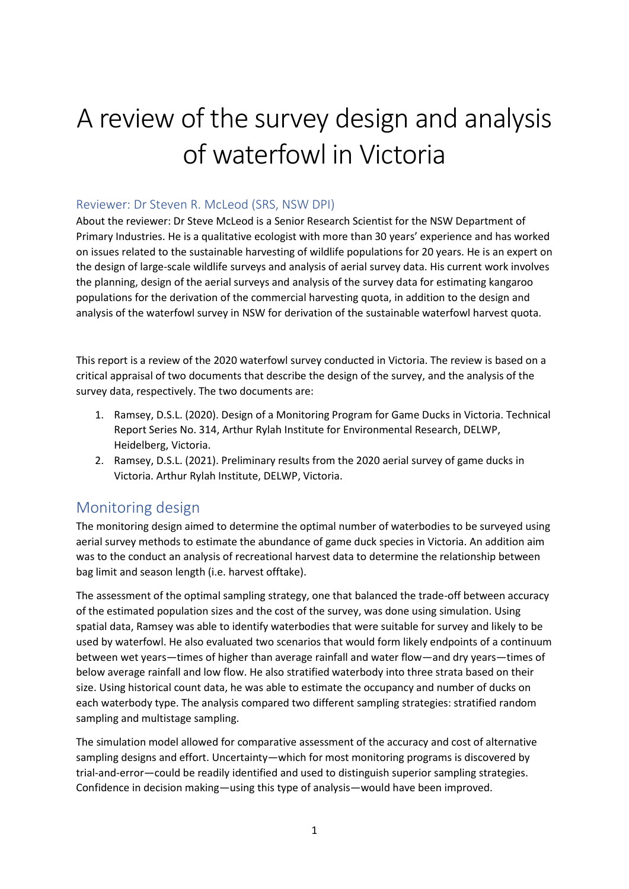# A review of the survey design and analysis of waterfowl in Victoria

### Reviewer: Dr Steven R. McLeod (SRS, NSW DPI)

About the reviewer: Dr Steve McLeod is a Senior Research Scientist for the NSW Department of Primary Industries. He is a qualitative ecologist with more than 30 years' experience and has worked on issues related to the sustainable harvesting of wildlife populations for 20 years. He is an expert on the design of large-scale wildlife surveys and analysis of aerial survey data. His current work involves the planning, design of the aerial surveys and analysis of the survey data for estimating kangaroo populations for the derivation of the commercial harvesting quota, in addition to the design and analysis of the waterfowl survey in NSW for derivation of the sustainable waterfowl harvest quota.

This report is a review of the 2020 waterfowl survey conducted in Victoria. The review is based on a critical appraisal of two documents that describe the design of the survey, and the analysis of the survey data, respectively. The two documents are:

1. Ramsey, D.S.L. (2020). Design of a Monitoring Program for Game Ducks in Victoria. Technical Report Series No. 314, Arthur Rylah Institute for Environmental Research, DELWP, Heidelberg, Victoria.
2. Ramsey, D.S.L. (2021). Preliminary results from the 2020 aerial survey of game ducks in Victoria. Arthur Rylah Institute, DELWP, Victoria.

## Monitoring design

The monitoring design aimed to determine the optimal number of waterbodies to be surveyed using aerial survey methods to estimate the abundance of game duck species in Victoria. An addition aim was to the conduct an analysis of recreational harvest data to determine the relationship between bag limit and season length (i.e. harvest offtake).

The assessment of the optimal sampling strategy, one that balanced the trade-off between accuracy of the estimated population sizes and the cost of the survey, was done using simulation. Using spatial data, Ramsey was able to identify waterbodies that were suitable for survey and likely to be used by waterfowl. He also evaluated two scenarios that would form likely endpoints of a continuum between wet years—times of higher than average rainfall and water flow—and dry years—times of below average rainfall and low flow. He also stratified waterbody into three strata based on their size. Using historical count data, he was able to estimate the occupancy and number of ducks on each waterbody type. The analysis compared two different sampling strategies: stratified random sampling and multistage sampling.

The simulation model allowed for comparative assessment of the accuracy and cost of alternative sampling designs and effort. Uncertainty—which for most monitoring programs is discovered by trial-and-error—could be readily identified and used to distinguish superior sampling strategies. Confidence in decision making—using this type of analysis—would have been improved.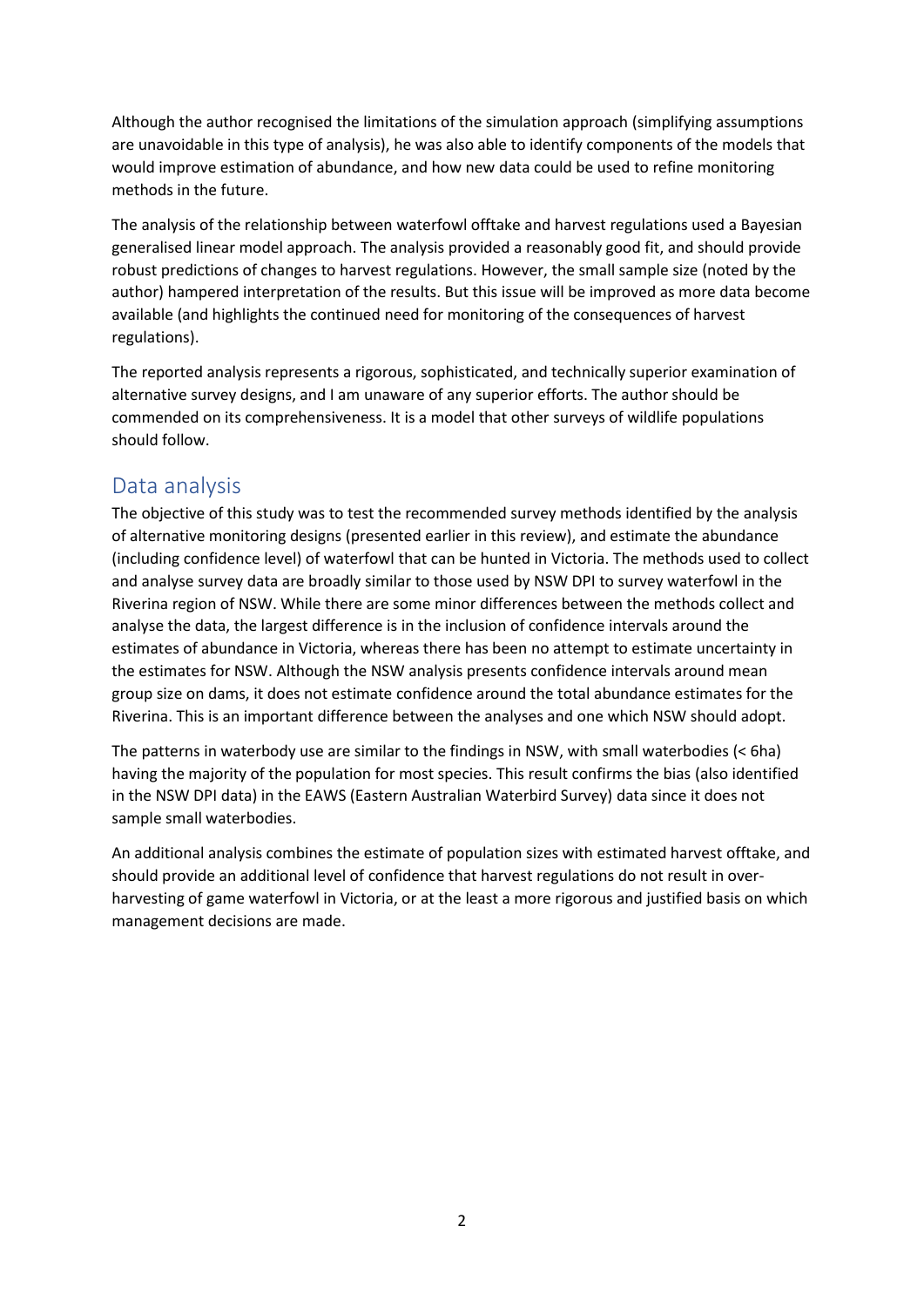Although the author recognised the limitations of the simulation approach (simplifying assumptions are unavoidable in this type of analysis), he was also able to identify components of the models that would improve estimation of abundance, and how new data could be used to refine monitoring methods in the future.

The analysis of the relationship between waterfowl offtake and harvest regulations used a Bayesian generalised linear model approach. The analysis provided a reasonably good fit, and should provide robust predictions of changes to harvest regulations. However, the small sample size (noted by the author) hampered interpretation of the results. But this issue will be improved as more data become available (and highlights the continued need for monitoring of the consequences of harvest regulations).

The reported analysis represents a rigorous, sophisticated, and technically superior examination of alternative survey designs, and I am unaware of any superior efforts. The author should be commended on its comprehensiveness. It is a model that other surveys of wildlife populations should follow.

## Data analysis

The objective of this study was to test the recommended survey methods identified by the analysis of alternative monitoring designs (presented earlier in this review), and estimate the abundance (including confidence level) of waterfowl that can be hunted in Victoria. The methods used to collect and analyse survey data are broadly similar to those used by NSW DPI to survey waterfowl in the Riverina region of NSW. While there are some minor differences between the methods collect and analyse the data, the largest difference is in the inclusion of confidence intervals around the estimates of abundance in Victoria, whereas there has been no attempt to estimate uncertainty in the estimates for NSW. Although the NSW analysis presents confidence intervals around mean group size on dams, it does not estimate confidence around the total abundance estimates for the Riverina. This is an important difference between the analyses and one which NSW should adopt.

The patterns in waterbody use are similar to the findings in NSW, with small waterbodies (< 6ha) having the majority of the population for most species. This result confirms the bias (also identified in the NSW DPI data) in the EAWS (Eastern Australian Waterbird Survey) data since it does not sample small waterbodies.

An additional analysis combines the estimate of population sizes with estimated harvest offtake, and should provide an additional level of confidence that harvest regulations do not result in over-harvesting of game waterfowl in Victoria, or at the least a more rigorous and justified basis on which management decisions are made.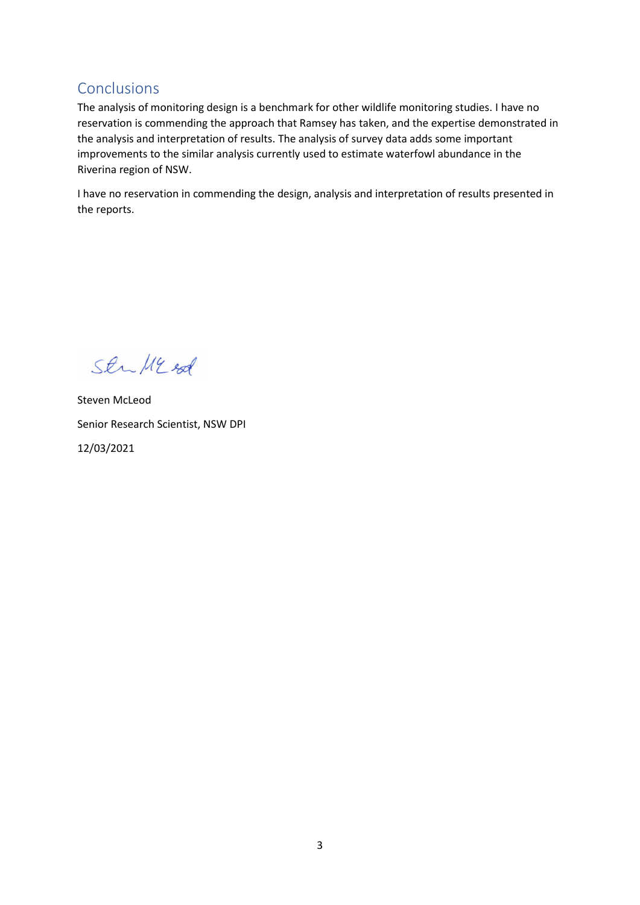## Conclusions

The analysis of monitoring design is a benchmark for other wildlife monitoring studies. I have no reservation is commending the approach that Ramsey has taken, and the expertise demonstrated in the analysis and interpretation of results. The analysis of survey data adds some important improvements to the similar analysis currently used to estimate waterfowl abundance in the Riverina region of NSW.

I have no reservation in commending the design, analysis and interpretation of results presented in the reports.

Steven McLeod

Senior Research Scientist, NSW DPI

12/03/2021